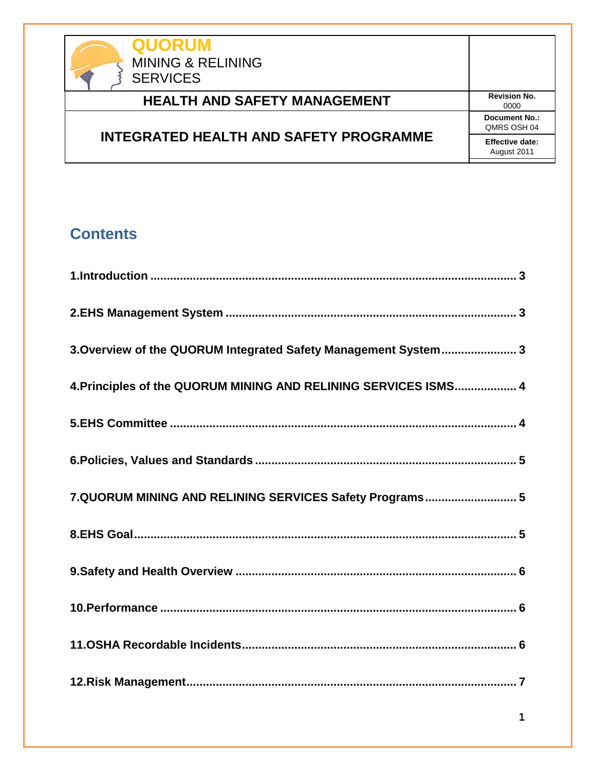| QUORUM MINING & RELINING SERVICES | |
| --- | --- |
| **HEALTH AND SAFETY MANAGEMENT** | **Revision No.** 0000 |
| **INTEGRATED HEALTH AND SAFETY PROGRAMME** | **Document No.:** QMRS OSH 04 |
| | **Effective date:** August 2011 |

## Contents

**1.Introduction** ........................................ **3**

**2.EHS Management System** ........................................ **3**

**3.Overview of the QUORUM Integrated Safety Management System** ........................................ **3**

**4.Principles of the QUORUM MINING AND RELINING SERVICES ISMS** ........................................ **4**

**5.EHS Committee** ........................................ **4**

**6.Policies, Values and Standards** ........................................ **5**

**7.QUORUM MINING AND RELINING SERVICES Safety Programs** ........................................ **5**

**8.EHS Goal** ........................................ **5**

**9.Safety and Health Overview** ........................................ **6**

**10.Performance** ........................................ **6**

**11.OSHA Recordable Incidents** ........................................ **6**

**12.Risk Management** ........................................ **7**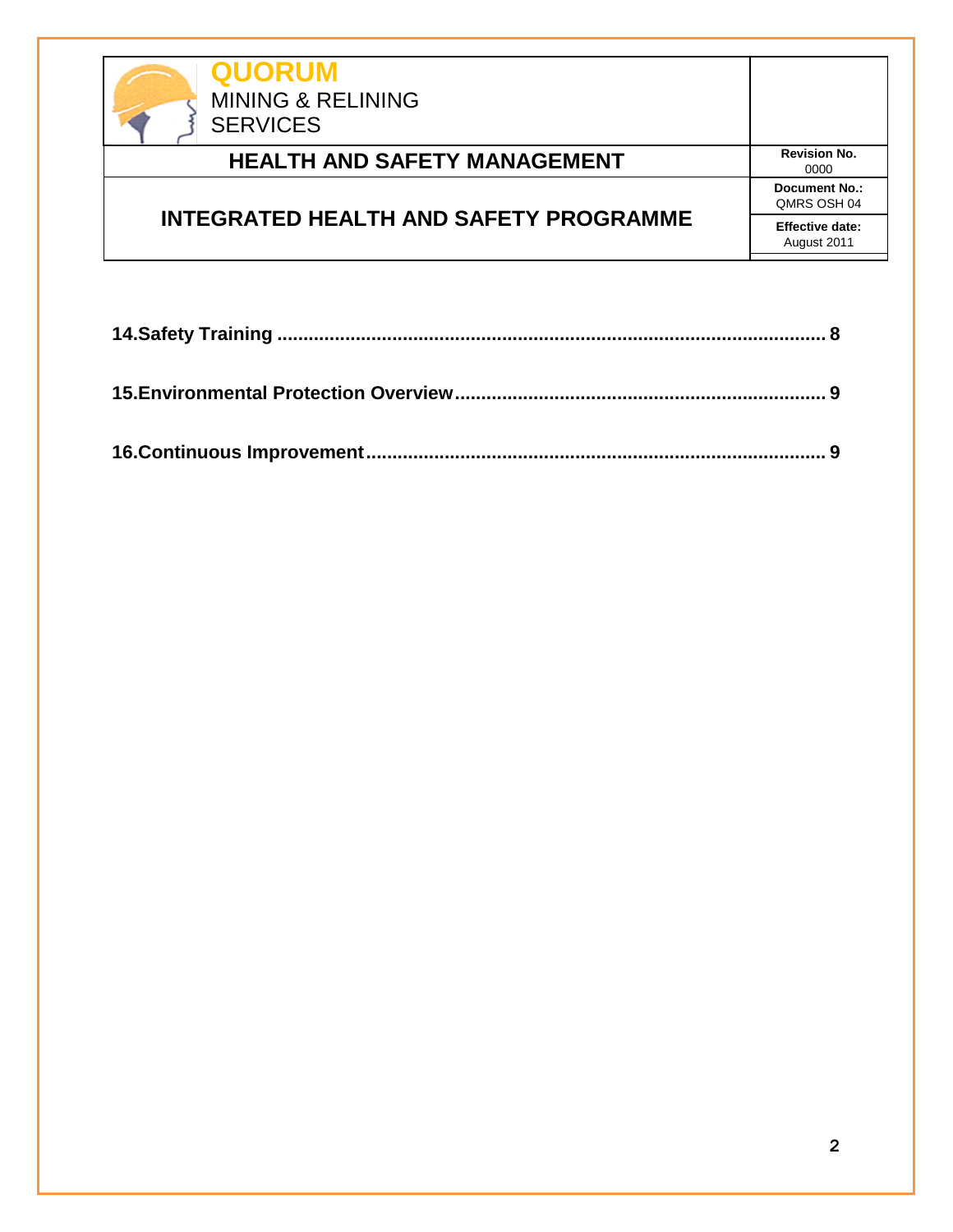14.Safety Training ........................................................................................................ 8

15.Environmental Protection Overview ...................................................................... 9

16.Continuous Improvement ....................................................................................... 9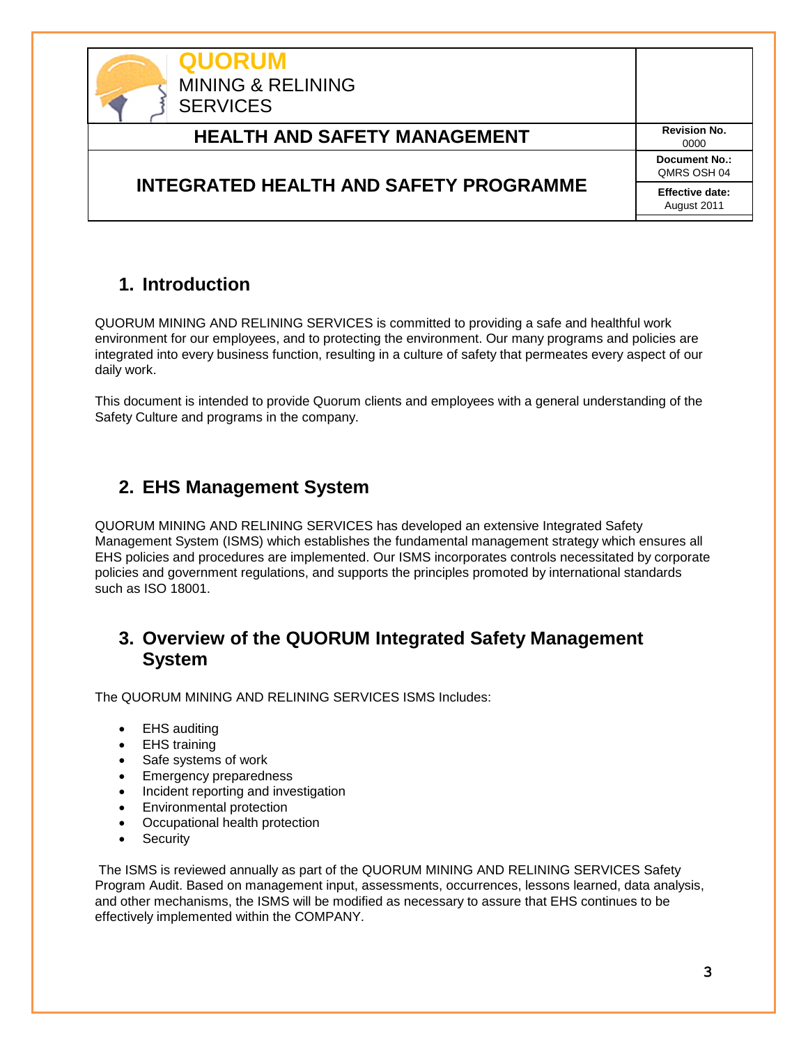## 1. Introduction

QUORUM MINING AND RELINING SERVICES is committed to providing a safe and healthful work environment for our employees, and to protecting the environment. Our many programs and policies are integrated into every business function, resulting in a culture of safety that permeates every aspect of our daily work.

This document is intended to provide Quorum clients and employees with a general understanding of the Safety Culture and programs in the company.

## 2. EHS Management System

QUORUM MINING AND RELINING SERVICES has developed an extensive Integrated Safety Management System (ISMS) which establishes the fundamental management strategy which ensures all EHS policies and procedures are implemented. Our ISMS incorporates controls necessitated by corporate policies and government regulations, and supports the principles promoted by international standards such as ISO 18001.

## 3. Overview of the QUORUM Integrated Safety Management System

The QUORUM MINING AND RELINING SERVICES ISMS Includes:

- EHS auditing
- EHS training
- Safe systems of work
- Emergency preparedness
- Incident reporting and investigation
- Environmental protection
- Occupational health protection
- Security

The ISMS is reviewed annually as part of the QUORUM MINING AND RELINING SERVICES Safety Program Audit. Based on management input, assessments, occurrences, lessons learned, data analysis, and other mechanisms, the ISMS will be modified as necessary to assure that EHS continues to be effectively implemented within the COMPANY.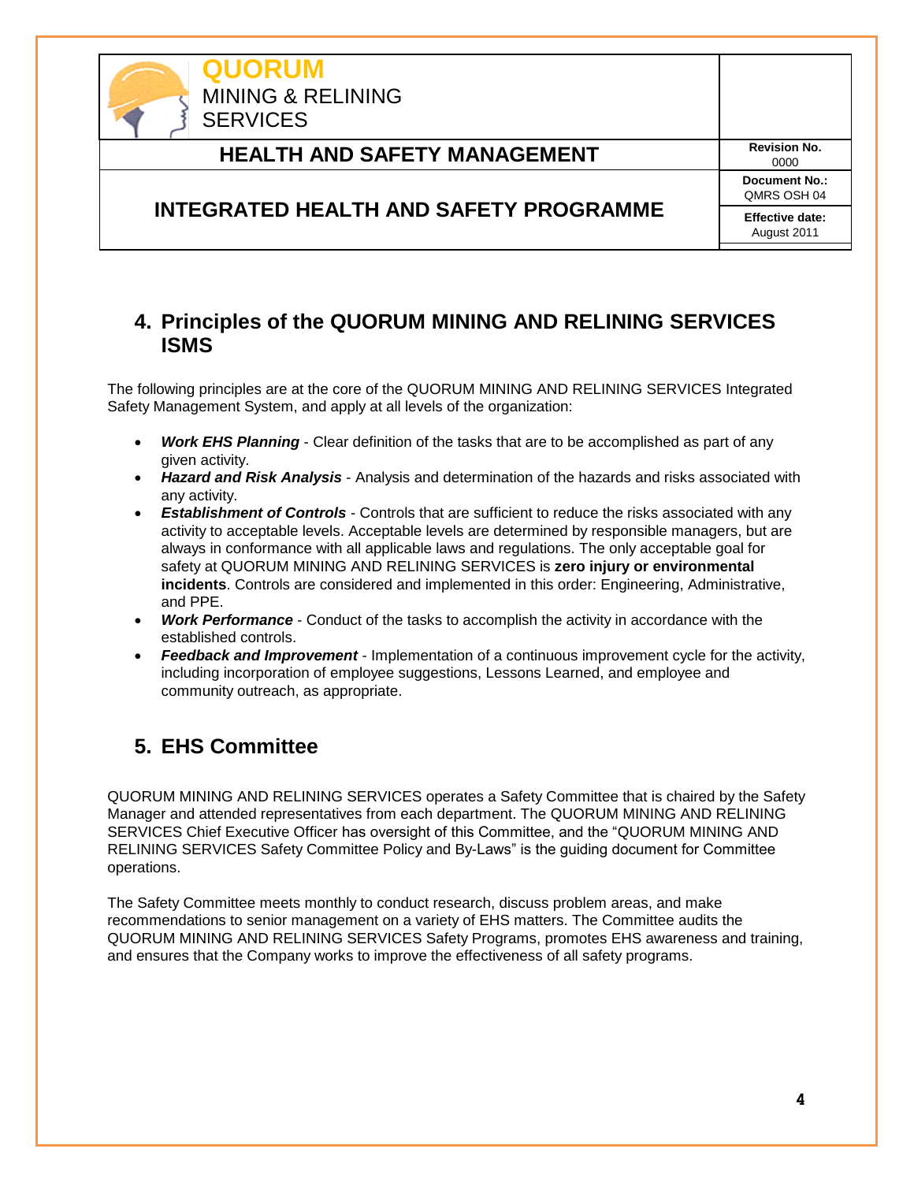## 4. Principles of the QUORUM MINING AND RELINING SERVICES ISMS

The following principles are at the core of the QUORUM MINING AND RELINING SERVICES Integrated Safety Management System, and apply at all levels of the organization:

- ***Work EHS Planning*** - Clear definition of the tasks that are to be accomplished as part of any given activity.
- ***Hazard and Risk Analysis*** - Analysis and determination of the hazards and risks associated with any activity.
- ***Establishment of Controls*** - Controls that are sufficient to reduce the risks associated with any activity to acceptable levels. Acceptable levels are determined by responsible managers, but are always in conformance with all applicable laws and regulations. The only acceptable goal for safety at QUORUM MINING AND RELINING SERVICES is **zero injury or environmental incidents**. Controls are considered and implemented in this order: Engineering, Administrative, and PPE.
- ***Work Performance*** - Conduct of the tasks to accomplish the activity in accordance with the established controls.
- ***Feedback and Improvement*** - Implementation of a continuous improvement cycle for the activity, including incorporation of employee suggestions, Lessons Learned, and employee and community outreach, as appropriate.

## 5. EHS Committee

QUORUM MINING AND RELINING SERVICES operates a Safety Committee that is chaired by the Safety Manager and attended representatives from each department. The QUORUM MINING AND RELINING SERVICES Chief Executive Officer has oversight of this Committee, and the "QUORUM MINING AND RELINING SERVICES Safety Committee Policy and By-Laws" is the guiding document for Committee operations.

The Safety Committee meets monthly to conduct research, discuss problem areas, and make recommendations to senior management on a variety of EHS matters. The Committee audits the QUORUM MINING AND RELINING SERVICES Safety Programs, promotes EHS awareness and training, and ensures that the Company works to improve the effectiveness of all safety programs.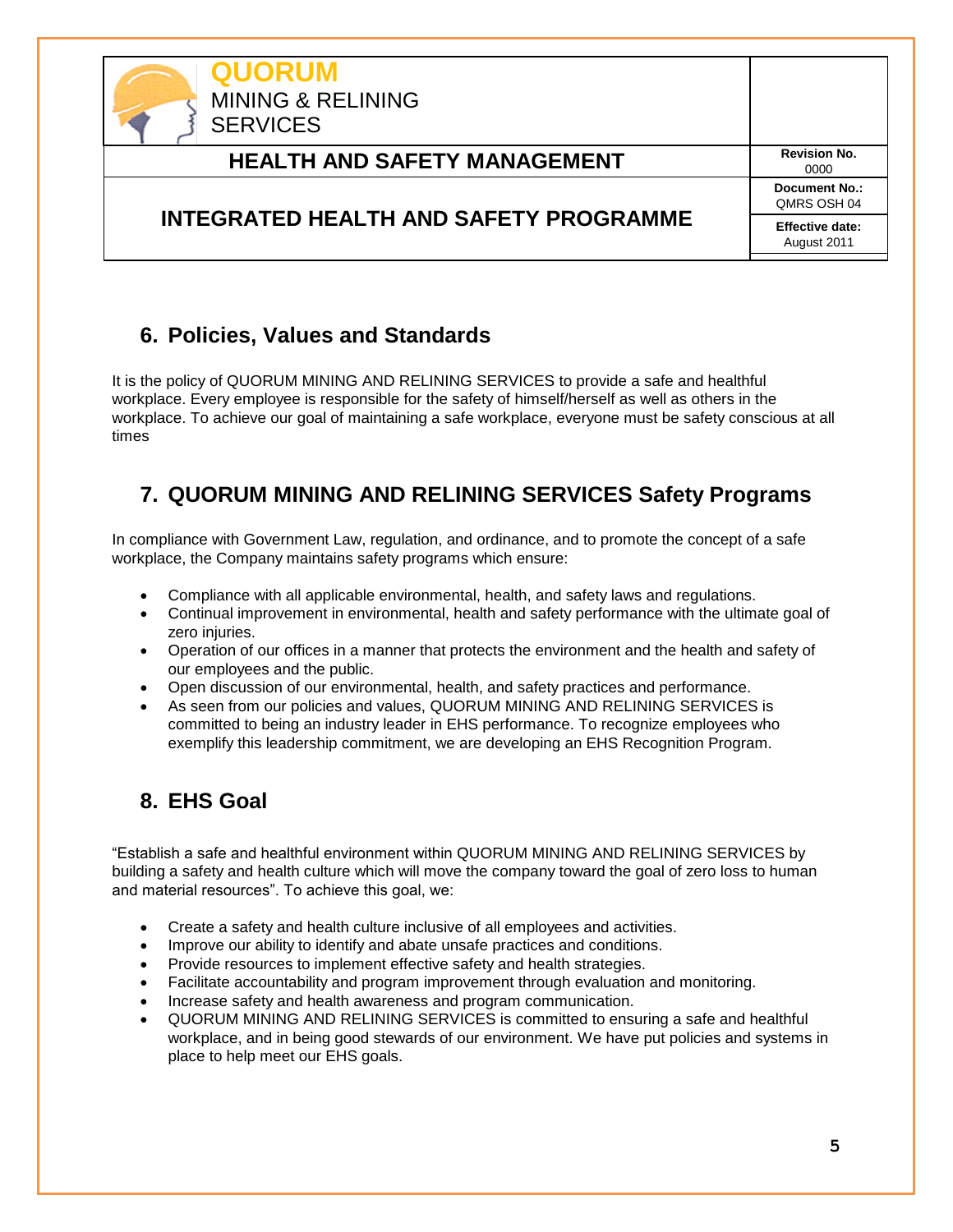## 6. Policies, Values and Standards

It is the policy of QUORUM MINING AND RELINING SERVICES to provide a safe and healthful workplace. Every employee is responsible for the safety of himself/herself as well as others in the workplace. To achieve our goal of maintaining a safe workplace, everyone must be safety conscious at all times

## 7. QUORUM MINING AND RELINING SERVICES Safety Programs

In compliance with Government Law, regulation, and ordinance, and to promote the concept of a safe workplace, the Company maintains safety programs which ensure:

- Compliance with all applicable environmental, health, and safety laws and regulations.
- Continual improvement in environmental, health and safety performance with the ultimate goal of zero injuries.
- Operation of our offices in a manner that protects the environment and the health and safety of our employees and the public.
- Open discussion of our environmental, health, and safety practices and performance.
- As seen from our policies and values, QUORUM MINING AND RELINING SERVICES is committed to being an industry leader in EHS performance. To recognize employees who exemplify this leadership commitment, we are developing an EHS Recognition Program.

## 8. EHS Goal

"Establish a safe and healthful environment within QUORUM MINING AND RELINING SERVICES by building a safety and health culture which will move the company toward the goal of zero loss to human and material resources". To achieve this goal, we:

- Create a safety and health culture inclusive of all employees and activities.
- Improve our ability to identify and abate unsafe practices and conditions.
- Provide resources to implement effective safety and health strategies.
- Facilitate accountability and program improvement through evaluation and monitoring.
- Increase safety and health awareness and program communication.
- QUORUM MINING AND RELINING SERVICES is committed to ensuring a safe and healthful workplace, and in being good stewards of our environment. We have put policies and systems in place to help meet our EHS goals.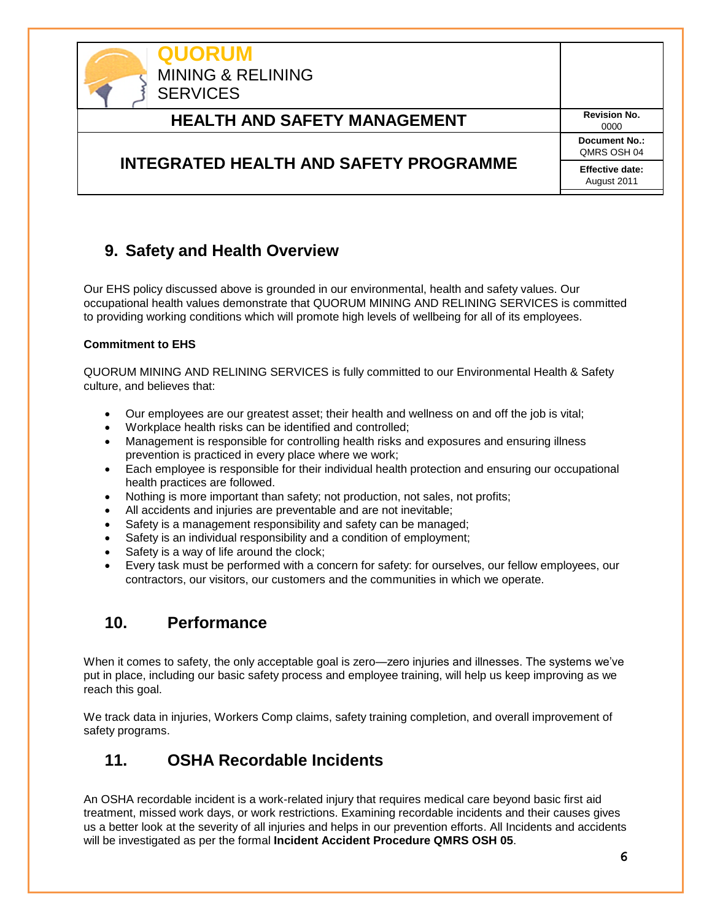## 9. Safety and Health Overview

Our EHS policy discussed above is grounded in our environmental, health and safety values. Our occupational health values demonstrate that QUORUM MINING AND RELINING SERVICES is committed to providing working conditions which will promote high levels of wellbeing for all of its employees.

**Commitment to EHS**

QUORUM MINING AND RELINING SERVICES is fully committed to our Environmental Health & Safety culture, and believes that:

- Our employees are our greatest asset; their health and wellness on and off the job is vital;
- Workplace health risks can be identified and controlled;
- Management is responsible for controlling health risks and exposures and ensuring illness prevention is practiced in every place where we work;
- Each employee is responsible for their individual health protection and ensuring our occupational health practices are followed.
- Nothing is more important than safety; not production, not sales, not profits;
- All accidents and injuries are preventable and are not inevitable;
- Safety is a management responsibility and safety can be managed;
- Safety is an individual responsibility and a condition of employment;
- Safety is a way of life around the clock;
- Every task must be performed with a concern for safety: for ourselves, our fellow employees, our contractors, our visitors, our customers and the communities in which we operate.

## 10. Performance

When it comes to safety, the only acceptable goal is zero—zero injuries and illnesses. The systems we've put in place, including our basic safety process and employee training, will help us keep improving as we reach this goal.

We track data in injuries, Workers Comp claims, safety training completion, and overall improvement of safety programs.

## 11. OSHA Recordable Incidents

An OSHA recordable incident is a work-related injury that requires medical care beyond basic first aid treatment, missed work days, or work restrictions. Examining recordable incidents and their causes gives us a better look at the severity of all injuries and helps in our prevention efforts. All Incidents and accidents will be investigated as per the formal **Incident Accident Procedure QMRS OSH 05**.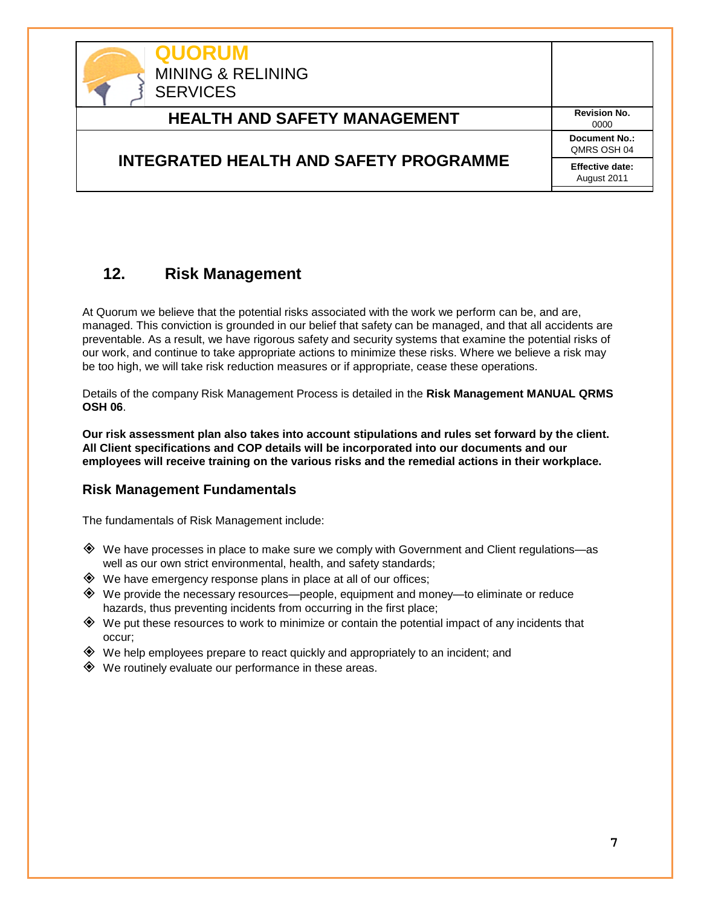## 12. Risk Management

At Quorum we believe that the potential risks associated with the work we perform can be, and are, managed. This conviction is grounded in our belief that safety can be managed, and that all accidents are preventable. As a result, we have rigorous safety and security systems that examine the potential risks of our work, and continue to take appropriate actions to minimize these risks. Where we believe a risk may be too high, we will take risk reduction measures or if appropriate, cease these operations.

Details of the company Risk Management Process is detailed in the **Risk Management MANUAL QRMS OSH 06**.

**Our risk assessment plan also takes into account stipulations and rules set forward by the client. All Client specifications and COP details will be incorporated into our documents and our employees will receive training on the various risks and the remedial actions in their workplace.**

### Risk Management Fundamentals

The fundamentals of Risk Management include:

- We have processes in place to make sure we comply with Government and Client regulations—as well as our own strict environmental, health, and safety standards;
- We have emergency response plans in place at all of our offices;
- We provide the necessary resources—people, equipment and money—to eliminate or reduce hazards, thus preventing incidents from occurring in the first place;
- We put these resources to work to minimize or contain the potential impact of any incidents that occur;
- We help employees prepare to react quickly and appropriately to an incident; and
- We routinely evaluate our performance in these areas.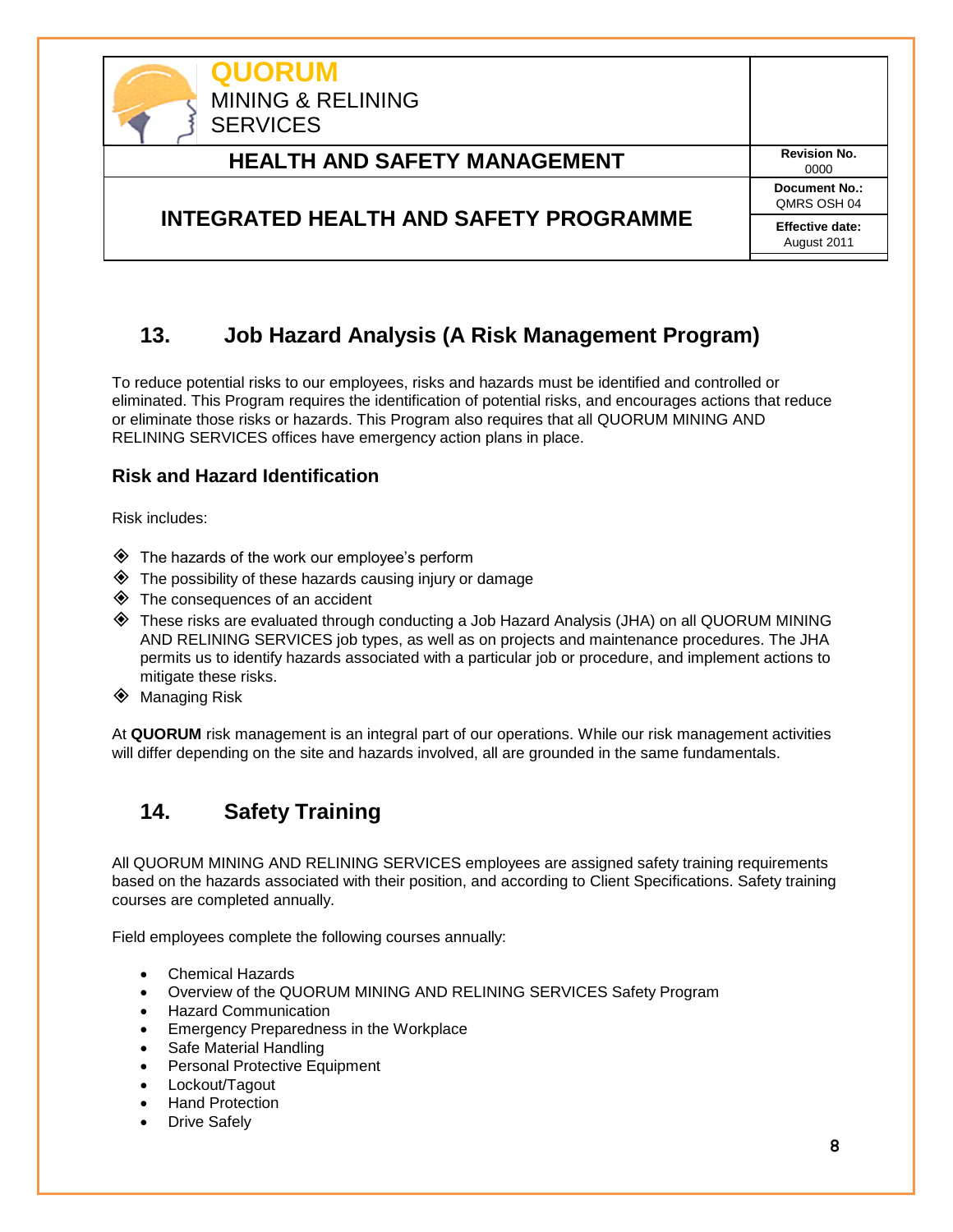## 13. Job Hazard Analysis (A Risk Management Program)

To reduce potential risks to our employees, risks and hazards must be identified and controlled or eliminated. This Program requires the identification of potential risks, and encourages actions that reduce or eliminate those risks or hazards. This Program also requires that all QUORUM MINING AND RELINING SERVICES offices have emergency action plans in place.

### Risk and Hazard Identification

Risk includes:

- The hazards of the work our employee's perform
- The possibility of these hazards causing injury or damage
- The consequences of an accident
- These risks are evaluated through conducting a Job Hazard Analysis (JHA) on all QUORUM MINING AND RELINING SERVICES job types, as well as on projects and maintenance procedures. The JHA permits us to identify hazards associated with a particular job or procedure, and implement actions to mitigate these risks.
- Managing Risk

At **QUORUM** risk management is an integral part of our operations. While our risk management activities will differ depending on the site and hazards involved, all are grounded in the same fundamentals.

## 14. Safety Training

All QUORUM MINING AND RELINING SERVICES employees are assigned safety training requirements based on the hazards associated with their position, and according to Client Specifications. Safety training courses are completed annually.

Field employees complete the following courses annually:

- Chemical Hazards
- Overview of the QUORUM MINING AND RELINING SERVICES Safety Program
- Hazard Communication
- Emergency Preparedness in the Workplace
- Safe Material Handling
- Personal Protective Equipment
- Lockout/Tagout
- Hand Protection
- Drive Safely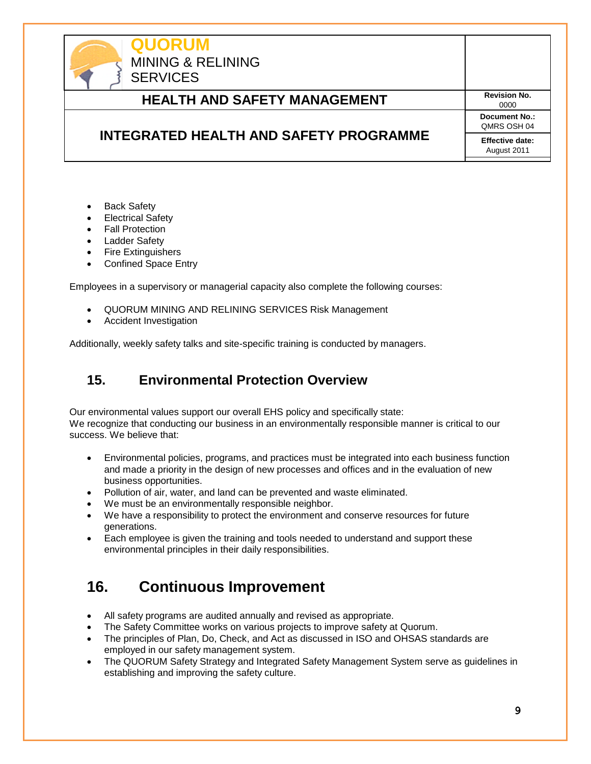- Back Safety
- Electrical Safety
- Fall Protection
- Ladder Safety
- Fire Extinguishers
- Confined Space Entry

Employees in a supervisory or managerial capacity also complete the following courses:

- QUORUM MINING AND RELINING SERVICES Risk Management
- Accident Investigation

Additionally, weekly safety talks and site-specific training is conducted by managers.

## 15. Environmental Protection Overview

Our environmental values support our overall EHS policy and specifically state:
We recognize that conducting our business in an environmentally responsible manner is critical to our success. We believe that:

- Environmental policies, programs, and practices must be integrated into each business function and made a priority in the design of new processes and offices and in the evaluation of new business opportunities.
- Pollution of air, water, and land can be prevented and waste eliminated.
- We must be an environmentally responsible neighbor.
- We have a responsibility to protect the environment and conserve resources for future generations.
- Each employee is given the training and tools needed to understand and support these environmental principles in their daily responsibilities.

## 16. Continuous Improvement

- All safety programs are audited annually and revised as appropriate.
- The Safety Committee works on various projects to improve safety at Quorum.
- The principles of Plan, Do, Check, and Act as discussed in ISO and OHSAS standards are employed in our safety management system.
- The QUORUM Safety Strategy and Integrated Safety Management System serve as guidelines in establishing and improving the safety culture.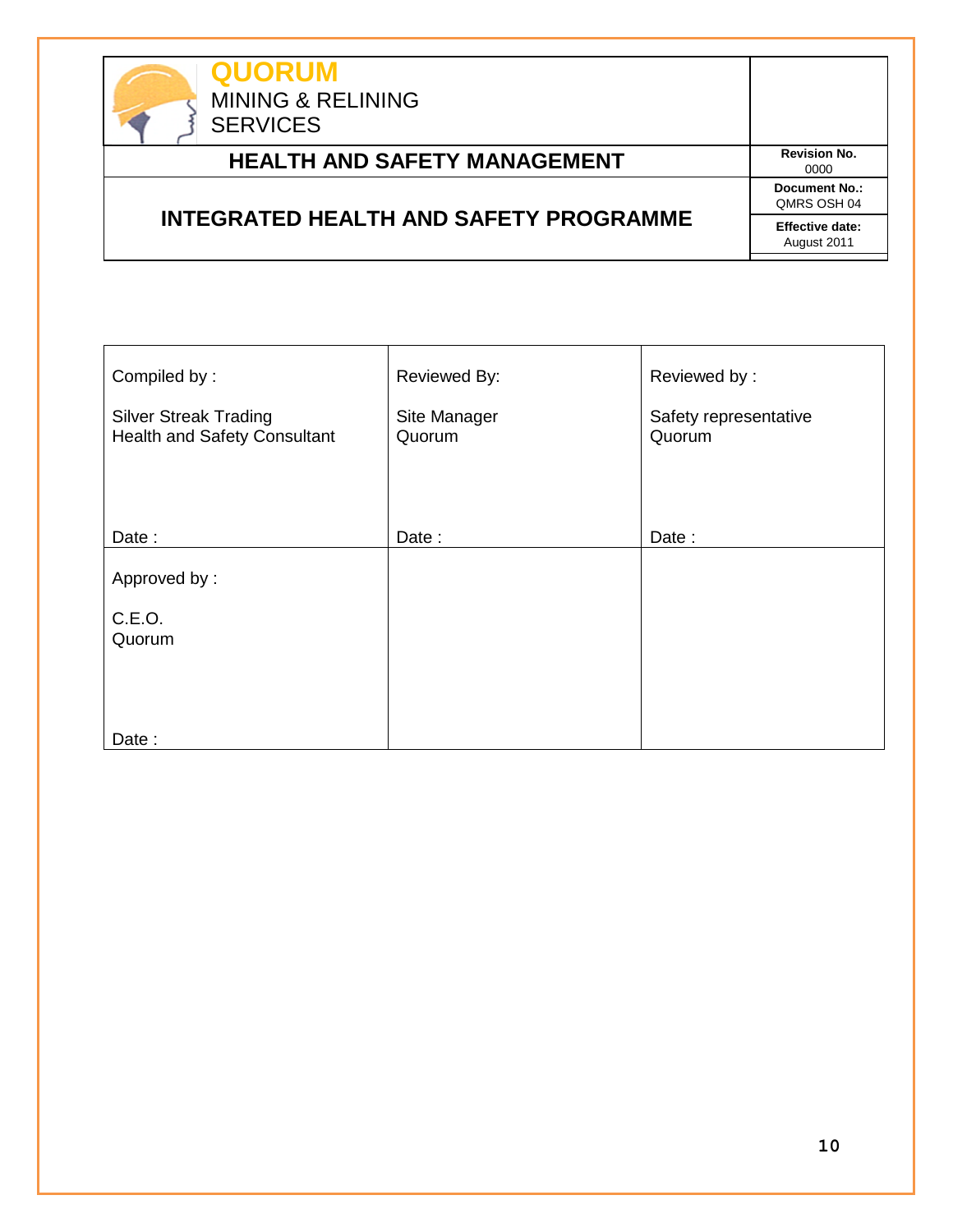| QUORUM<br>MINING & RELINING<br>SERVICES | |
|---|---|
| **HEALTH AND SAFETY MANAGEMENT** | **Revision No.**<br>0000 |
| **INTEGRATED HEALTH AND SAFETY PROGRAMME** | **Document No.:**<br>QMRS OSH 04 |
| | **Effective date:**<br>August 2011 |

| | | |
|---|---|---|
| Compiled by :<br><br>Silver Streak Trading<br>Health and Safety Consultant<br><br>Date : | Reviewed By:<br><br>Site Manager<br>Quorum<br><br>Date : | Reviewed by :<br><br>Safety representative<br>Quorum<br><br>Date : |
| Approved by :<br><br>C.E.O.<br>Quorum<br><br>Date : | | |